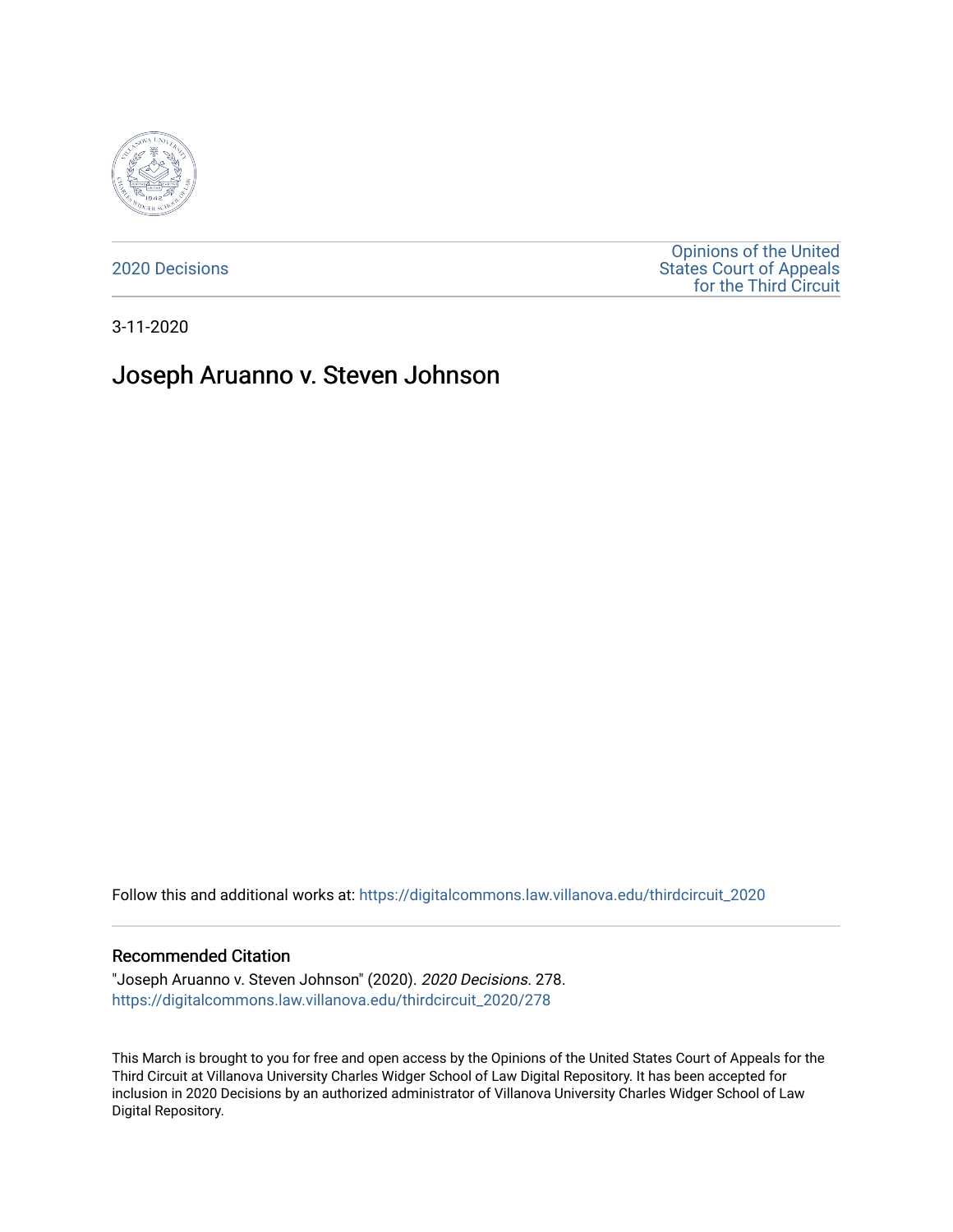2020 Decisions

Opinions of the United States Court of Appeals for the Third Circuit

3-11-2020

# Joseph Aruanno v. Steven Johnson

Follow this and additional works at: https://digitalcommons.law.villanova.edu/thirdcircuit_2020

## Recommended Citation

"Joseph Aruanno v. Steven Johnson" (2020). *2020 Decisions*. 278.
https://digitalcommons.law.villanova.edu/thirdcircuit_2020/278

This March is brought to you for free and open access by the Opinions of the United States Court of Appeals for the Third Circuit at Villanova University Charles Widger School of Law Digital Repository. It has been accepted for inclusion in 2020 Decisions by an authorized administrator of Villanova University Charles Widger School of Law Digital Repository.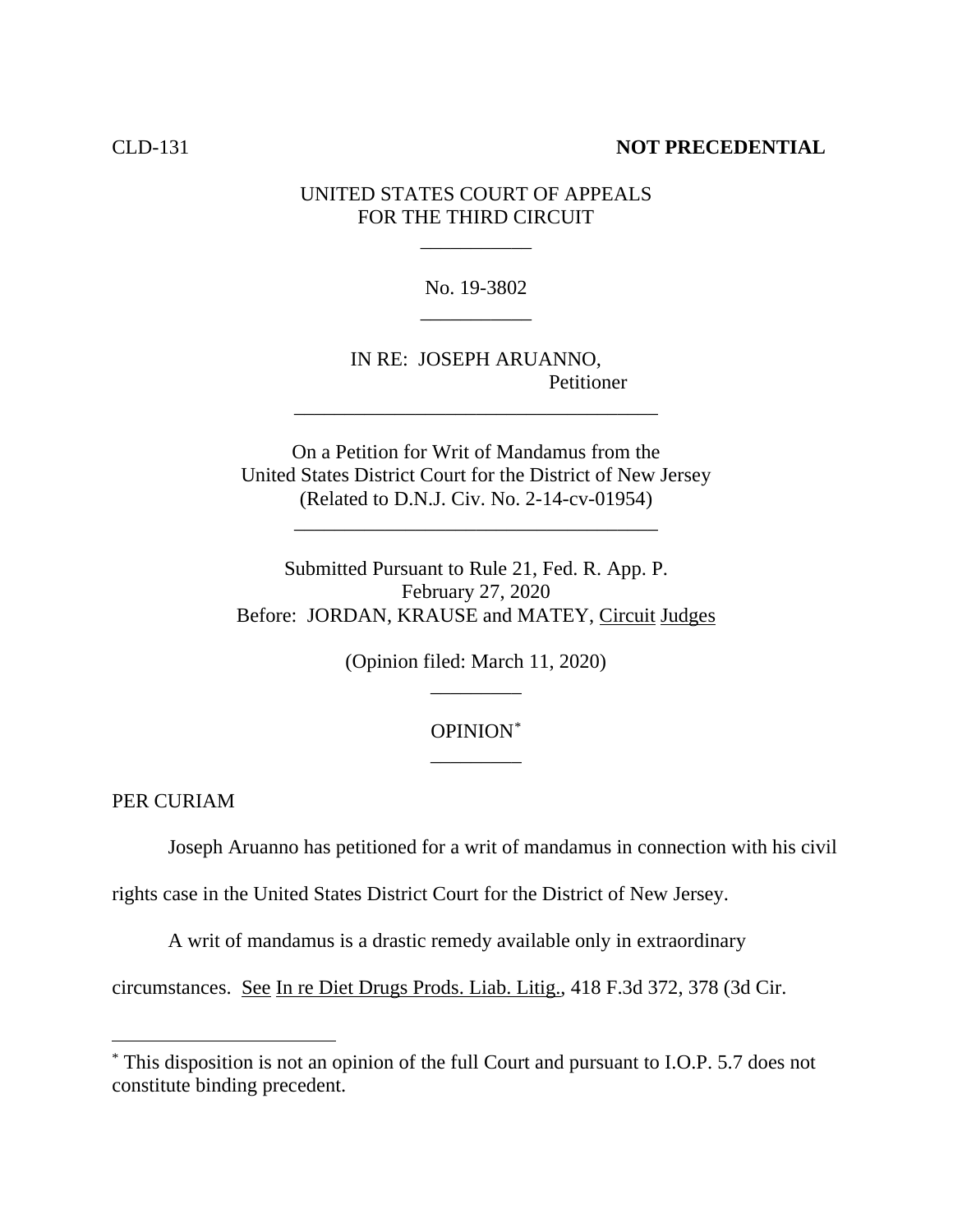CLD-131 **NOT PRECEDENTIAL**

UNITED STATES COURT OF APPEALS
FOR THE THIRD CIRCUIT

\_\_\_\_\_\_\_\_\_\_\_

No. 19-3802

\_\_\_\_\_\_\_\_\_\_\_

IN RE: JOSEPH ARUANNO,
Petitioner

\_\_\_\_\_\_\_\_\_\_\_\_\_\_\_\_\_\_\_\_\_\_\_\_\_\_\_\_\_\_\_\_\_\_\_\_

On a Petition for Writ of Mandamus from the
United States District Court for the District of New Jersey
(Related to D.N.J. Civ. No. 2-14-cv-01954)

\_\_\_\_\_\_\_\_\_\_\_\_\_\_\_\_\_\_\_\_\_\_\_\_\_\_\_\_\_\_\_\_\_\_\_\_

Submitted Pursuant to Rule 21, Fed. R. App. P.
February 27, 2020
Before: JORDAN, KRAUSE and MATEY, Circuit Judges

(Opinion filed: March 11, 2020)

\_\_\_\_\_\_\_\_\_

OPINION*

\_\_\_\_\_\_\_\_\_

PER CURIAM

Joseph Aruanno has petitioned for a writ of mandamus in connection with his civil rights case in the United States District Court for the District of New Jersey.

A writ of mandamus is a drastic remedy available only in extraordinary circumstances. See In re Diet Drugs Prods. Liab. Litig., 418 F.3d 372, 378 (3d Cir.

---

* This disposition is not an opinion of the full Court and pursuant to I.O.P. 5.7 does not constitute binding precedent.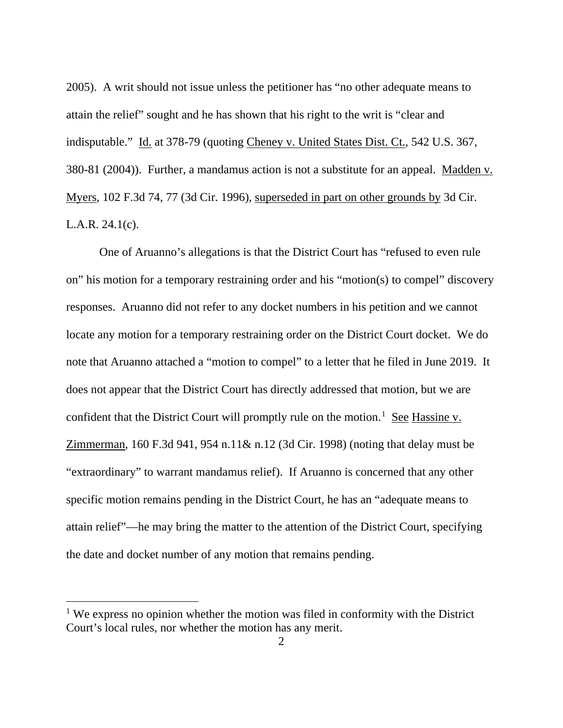2005). A writ should not issue unless the petitioner has "no other adequate means to attain the relief" sought and he has shown that his right to the writ is "clear and indisputable." Id. at 378-79 (quoting Cheney v. United States Dist. Ct., 542 U.S. 367, 380-81 (2004)). Further, a mandamus action is not a substitute for an appeal. Madden v. Myers, 102 F.3d 74, 77 (3d Cir. 1996), superseded in part on other grounds by 3d Cir. L.A.R. 24.1(c).

One of Aruanno's allegations is that the District Court has "refused to even rule on" his motion for a temporary restraining order and his "motion(s) to compel" discovery responses. Aruanno did not refer to any docket numbers in his petition and we cannot locate any motion for a temporary restraining order on the District Court docket. We do note that Aruanno attached a "motion to compel" to a letter that he filed in June 2019. It does not appear that the District Court has directly addressed that motion, but we are confident that the District Court will promptly rule on the motion.[1] See Hassine v. Zimmerman, 160 F.3d 941, 954 n.11& n.12 (3d Cir. 1998) (noting that delay must be "extraordinary" to warrant mandamus relief). If Aruanno is concerned that any other specific motion remains pending in the District Court, he has an "adequate means to attain relief"—he may bring the matter to the attention of the District Court, specifying the date and docket number of any motion that remains pending.

---

[1] We express no opinion whether the motion was filed in conformity with the District Court's local rules, nor whether the motion has any merit.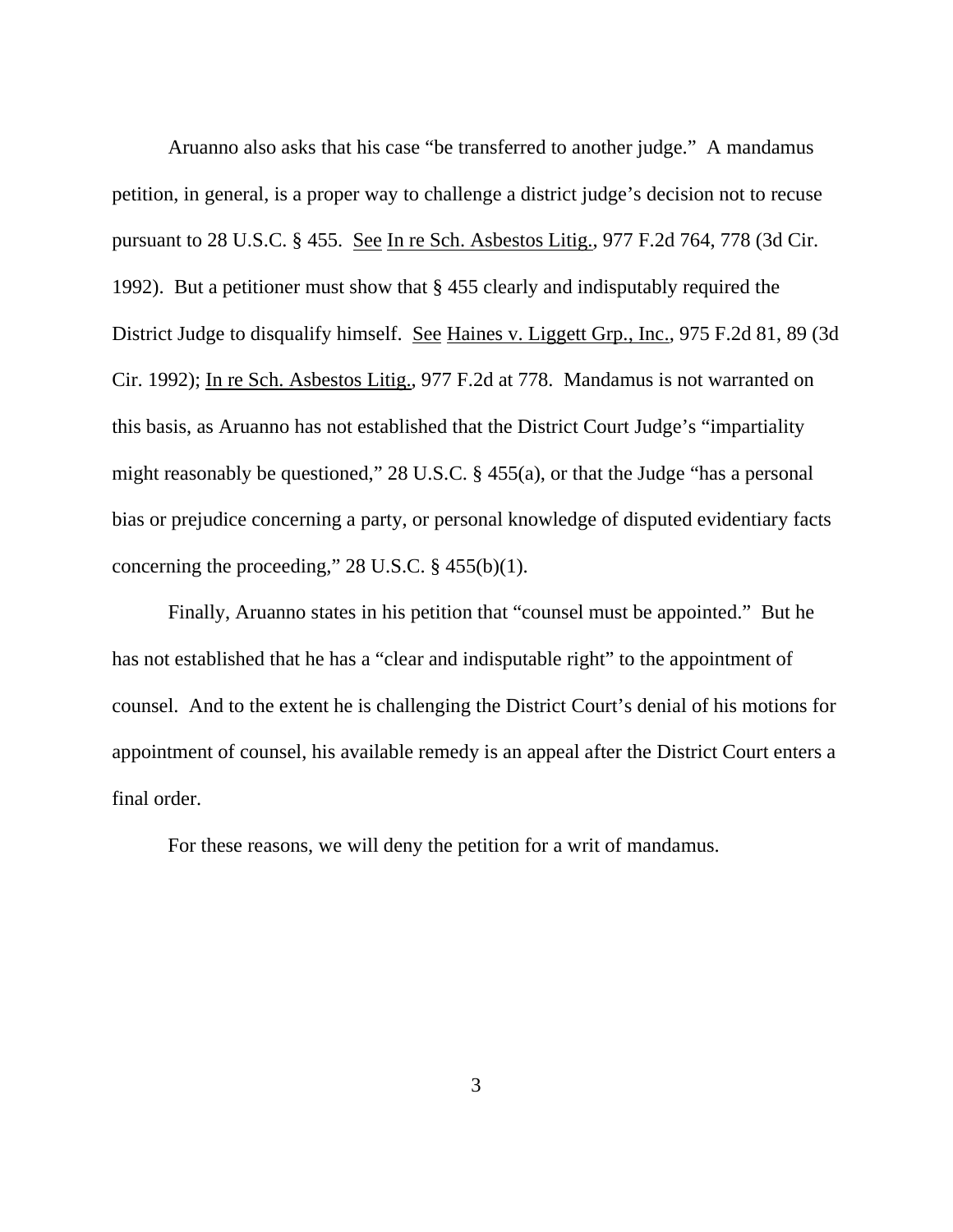Aruanno also asks that his case "be transferred to another judge." A mandamus petition, in general, is a proper way to challenge a district judge's decision not to recuse pursuant to 28 U.S.C. § 455. See In re Sch. Asbestos Litig., 977 F.2d 764, 778 (3d Cir. 1992). But a petitioner must show that § 455 clearly and indisputably required the District Judge to disqualify himself. See Haines v. Liggett Grp., Inc., 975 F.2d 81, 89 (3d Cir. 1992); In re Sch. Asbestos Litig., 977 F.2d at 778. Mandamus is not warranted on this basis, as Aruanno has not established that the District Court Judge's "impartiality might reasonably be questioned," 28 U.S.C. § 455(a), or that the Judge "has a personal bias or prejudice concerning a party, or personal knowledge of disputed evidentiary facts concerning the proceeding," 28 U.S.C. § 455(b)(1).

Finally, Aruanno states in his petition that "counsel must be appointed." But he has not established that he has a "clear and indisputable right" to the appointment of counsel. And to the extent he is challenging the District Court's denial of his motions for appointment of counsel, his available remedy is an appeal after the District Court enters a final order.

For these reasons, we will deny the petition for a writ of mandamus.